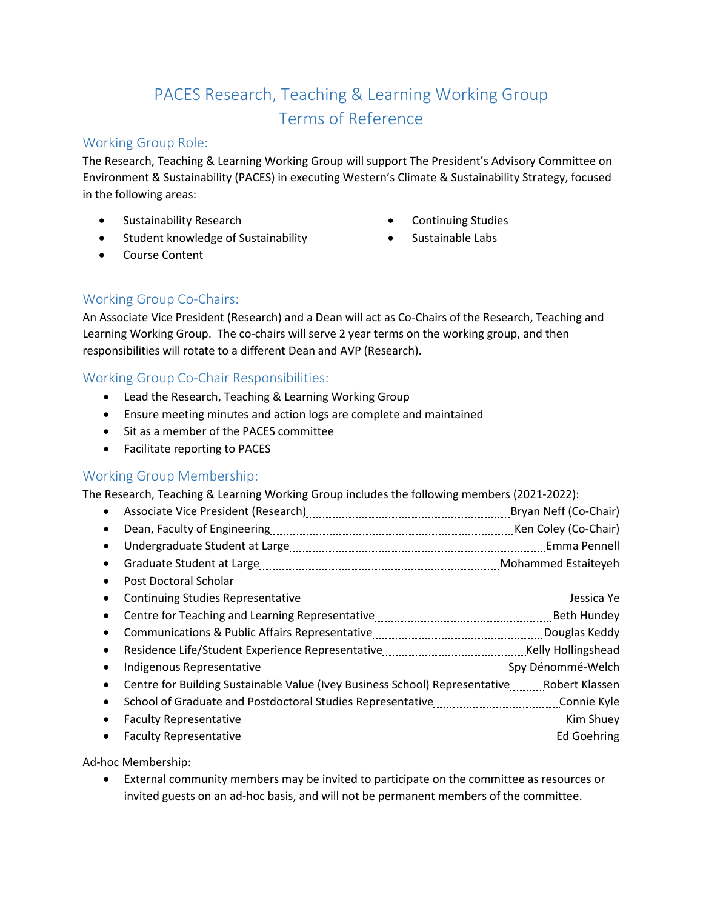# PACES Research, Teaching & Learning Working Group Terms of Reference

## Working Group Role:

The Research, Teaching & Learning Working Group will support The President's Advisory Committee on Environment & Sustainability (PACES) in executing Western's Climate & Sustainability Strategy, focused in the following areas:

- Sustainability Research
- Student knowledge of Sustainability
- Course Content
- Continuing Studies
- Sustainable Labs

## Working Group Co-Chairs:

An Associate Vice President (Research) and a Dean will act as Co-Chairs of the Research, Teaching and Learning Working Group. The co-chairs will serve 2 year terms on the working group, and then responsibilities will rotate to a different Dean and AVP (Research).

## Working Group Co-Chair Responsibilities:

- Lead the Research, Teaching & Learning Working Group
- Ensure meeting minutes and action logs are complete and maintained
- Sit as a member of the PACES committee
- Facilitate reporting to PACES

## Working Group Membership:

The Research, Teaching & Learning Working Group includes the following members (2021-2022):

- Associate Vice President (Research) ........ Bryan Neff (Co-Chair)
- Dean, Faculty of Engineering ........ Ken Coley (Co-Chair)
- Undergraduate Student at Large ........ Emma Pennell
- Graduate Student at Large ........ Mohammed Estaiteyeh
- Post Doctoral Scholar
- Continuing Studies Representative ........ Jessica Ye
- Centre for Teaching and Learning Representative ........ Beth Hundey
- Communications & Public Affairs Representative ........ Douglas Keddy
- Residence Life/Student Experience Representative ........ Kelly Hollingshead
- Indigenous Representative ........ Spy Dénommé-Welch
- Centre for Building Sustainable Value (Ivey Business School) Representative ........ Robert Klassen
- School of Graduate and Postdoctoral Studies Representative ........ Connie Kyle
- Faculty Representative ........ Kim Shuey
- Faculty Representative ........ Ed Goehring

Ad-hoc Membership:

- External community members may be invited to participate on the committee as resources or invited guests on an ad-hoc basis, and will not be permanent members of the committee.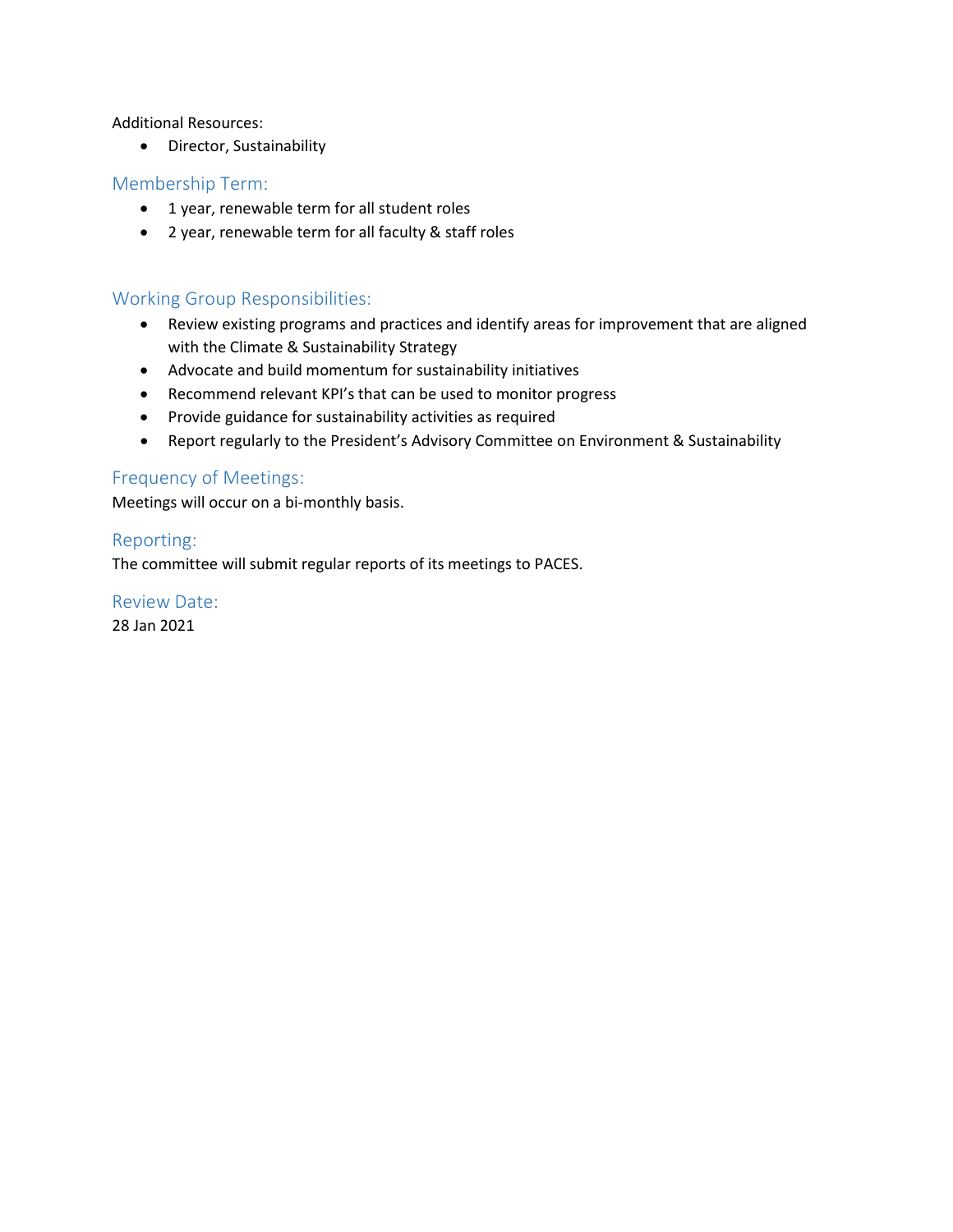Additional Resources:

- Director, Sustainability

## Membership Term:

- 1 year, renewable term for all student roles
- 2 year, renewable term for all faculty & staff roles

## Working Group Responsibilities:

- Review existing programs and practices and identify areas for improvement that are aligned with the Climate & Sustainability Strategy
- Advocate and build momentum for sustainability initiatives
- Recommend relevant KPI's that can be used to monitor progress
- Provide guidance for sustainability activities as required
- Report regularly to the President's Advisory Committee on Environment & Sustainability

## Frequency of Meetings:

Meetings will occur on a bi-monthly basis.

## Reporting:

The committee will submit regular reports of its meetings to PACES.

## Review Date:

28 Jan 2021